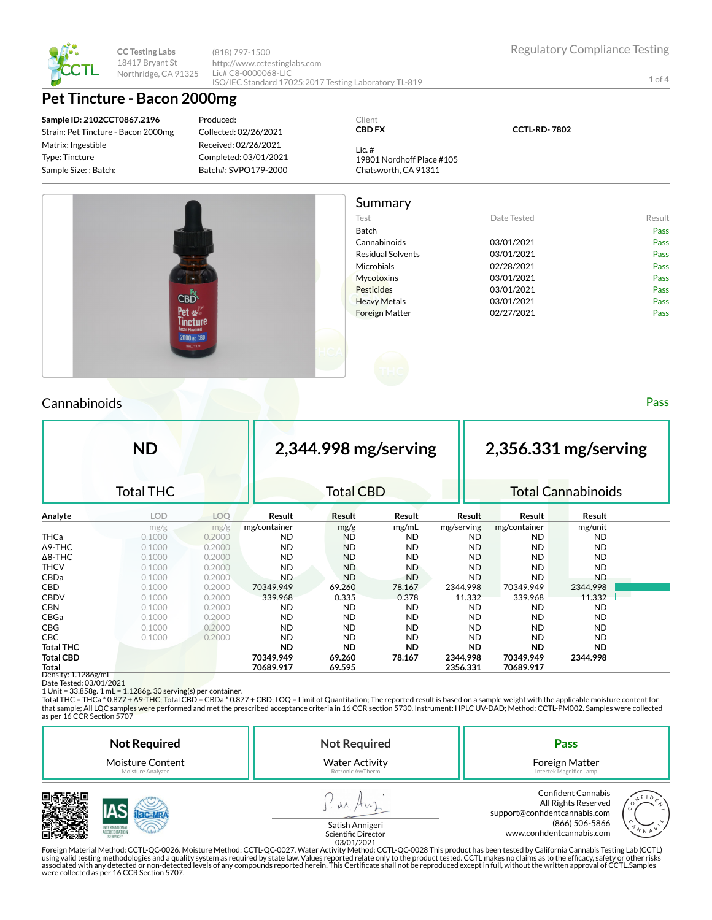CC Testing Labs
18417 Bryant St
Northridge, CA 91325

(818) 797-1500
http://www.cctestinglabs.com
Lic# C8-0000068-LIC
ISO/IEC Standard 17025:2017 Testing Laboratory TL-819

Regulatory Compliance Testing

# Pet Tincture - Bacon 2000mg

**Sample ID: 2102CCT0867.2196**
Strain: Pet Tincture - Bacon 2000mg
Matrix: Ingestible
Type: Tincture
Sample Size: ; Batch:

Produced:
Collected: 02/26/2021
Received: 02/26/2021
Completed: 03/01/2021
Batch#: SVPO179-2000

Client
**CBD FX**
Lic. #
19801 Nordhoff Place #105
Chatsworth, CA 91311

**CCTL-RD- 7802**

## Summary

| Test | Date Tested | Result |
|---|---|---|
| Batch | | Pass |
| Cannabinoids | 03/01/2021 | Pass |
| Residual Solvents | 03/01/2021 | Pass |
| Microbials | 02/28/2021 | Pass |
| Mycotoxins | 03/01/2021 | Pass |
| Pesticides | 03/01/2021 | Pass |
| Heavy Metals | 03/01/2021 | Pass |
| Foreign Matter | 02/27/2021 | Pass |

## Cannabinoids

Pass

| ND | 2,344.998 mg/serving | 2,356.331 mg/serving |
|---|---|---|
| Total THC | Total CBD | Total Cannabinoids |

| Analyte | LOD | LOQ | Result | Result | Result | Result | Result | Result |
|---|---|---|---|---|---|---|---|---|
| | mg/g | mg/g | mg/container | mg/g | mg/mL | mg/serving | mg/container | mg/unit |
| THCa | 0.1000 | 0.2000 | ND | ND | ND | ND | ND | ND |
| Δ9-THC | 0.1000 | 0.2000 | ND | ND | ND | ND | ND | ND |
| Δ8-THC | 0.1000 | 0.2000 | ND | ND | ND | ND | ND | ND |
| THCV | 0.1000 | 0.2000 | ND | ND | ND | ND | ND | ND |
| CBDa | 0.1000 | 0.2000 | ND | ND | ND | ND | ND | ND |
| CBD | 0.1000 | 0.2000 | 70349.949 | 69.260 | 78.167 | 2344.998 | 70349.949 | 2344.998 |
| CBDV | 0.1000 | 0.2000 | 339.968 | 0.335 | 0.378 | 11.332 | 339.968 | 11.332 |
| CBN | 0.1000 | 0.2000 | ND | ND | ND | ND | ND | ND |
| CBGa | 0.1000 | 0.2000 | ND | ND | ND | ND | ND | ND |
| CBG | 0.1000 | 0.2000 | ND | ND | ND | ND | ND | ND |
| CBC | 0.1000 | 0.2000 | ND | ND | ND | ND | ND | ND |
| **Total THC** | | | **ND** | **ND** | **ND** | **ND** | **ND** | **ND** |
| **Total CBD** | | | **70349.949** | **69.260** | **78.167** | **2344.998** | **70349.949** | **2344.998** |
| **Total** | | | **70689.917** | **69.595** | | **2356.331** | **70689.917** | |

Density: 1.1286g/mL
Date Tested: 03/01/2021
1 Unit = 33.858g. 1 mL = 1.1286g. 30 serving(s) per container.
Total THC = THCa * 0.877 + Δ9-THC; Total CBD = CBDa * 0.877 + CBD; LOQ = Limit of Quantitation; The reported result is based on a sample weight with the applicable moisture content for that sample; All LQC samples were performed and met the prescribed acceptance criteria in 16 CCR section 5730. Instrument: HPLC UV-DAD; Method: CCTL-PM002. Samples were collected as per 16 CCR Section 5707

| Not Required | Not Required | Pass |
|---|---|---|
| Moisture Content | Water Activity | Foreign Matter |
| Moisture Analyzer | Rotronic AwTherm | Intertek Magnifier Lamp |

Satish Annigeri
Scientific Director
03/01/2021

Confident Cannabis
All Rights Reserved
support@confidentcannabis.com
(866) 506-5866
www.confidentcannabis.com

Foreign Material Method: CCTL-QC-0026. Moisture Method: CCTL-QC-0027. Water Activity Method: CCTL-QC-0028 This product has been tested by California Cannabis Testing Lab (CCTL) using valid testing methodologies and a quality system as required by state law. Values reported relate only to the product tested. CCTL makes no claims as to the efficacy, safety or other risks associated with any detected or non-detected levels of any compounds reported herein. This Certificate shall not be reproduced except in full, without the written approval of CCTL.Samples were collected as per 16 CCR Section 5707.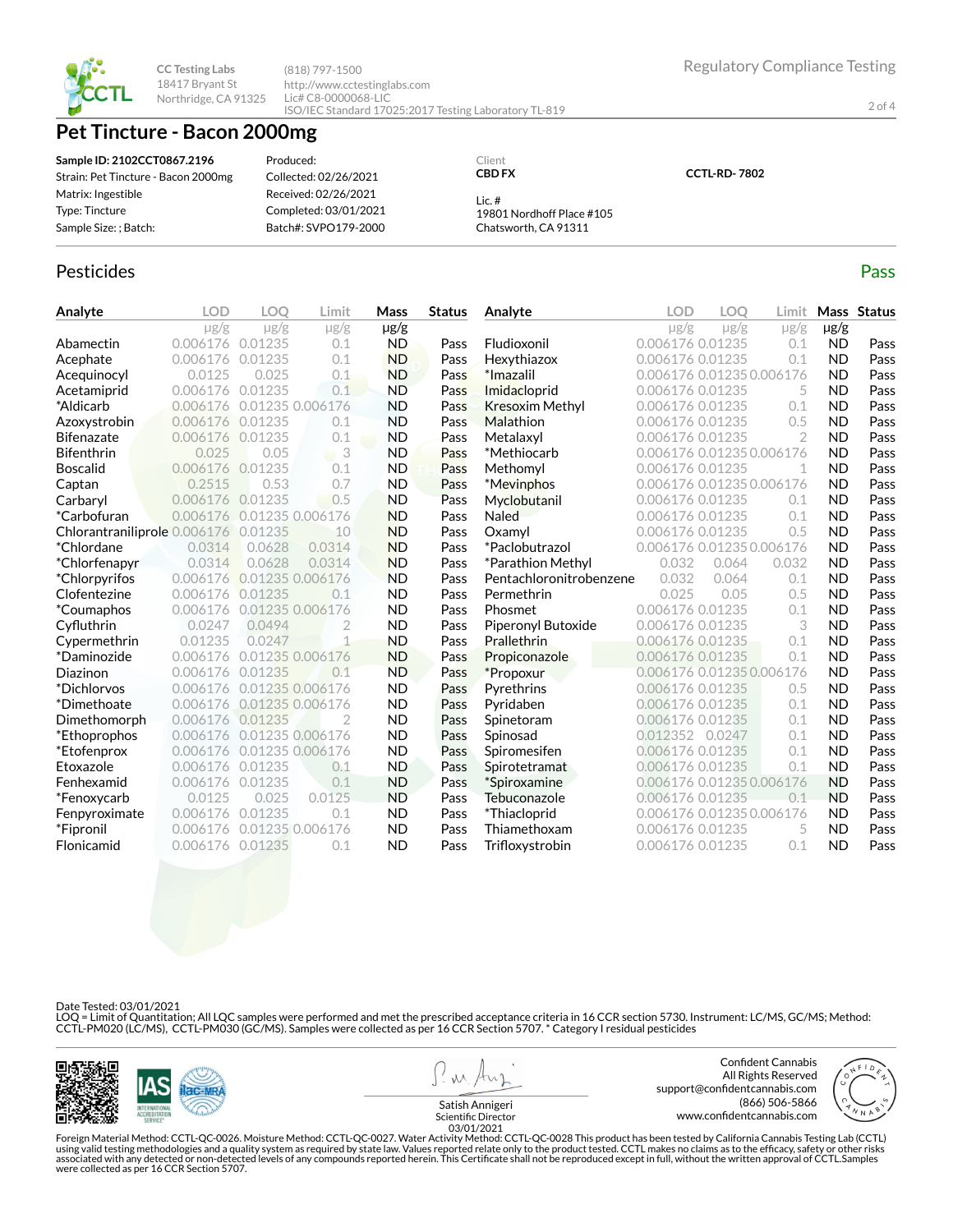CC Testing Labs
18417 Bryant St
Northridge, CA 91325

(818) 797-1500
http://www.cctestinglabs.com
Lic# C8-0000068-LIC
ISO/IEC Standard 17025:2017 Testing Laboratory TL-819

Regulatory Compliance Testing

# Pet Tincture - Bacon 2000mg

**Sample ID: 2102CCT0867.2196**
Strain: Pet Tincture - Bacon 2000mg
Matrix: Ingestible
Type: Tincture
Sample Size: ; Batch:

Produced:
Collected: 02/26/2021
Received: 02/26/2021
Completed: 03/01/2021
Batch#: SVPO179-2000

Client
**CBD FX**
Lic. #
19801 Nordhoff Place #105
Chatsworth, CA 91311

**CCTL-RD- 7802**

## Pesticides

Pass

| Analyte | LOD | LOQ | Limit | Mass | Status |
|---|---|---|---|---|---|
| | μg/g | μg/g | μg/g | μg/g | |
| Abamectin | 0.006176 | 0.01235 | 0.1 | ND | Pass |
| Acephate | 0.006176 | 0.01235 | 0.1 | ND | Pass |
| Acequinocyl | 0.0125 | 0.025 | 0.1 | ND | Pass |
| Acetamiprid | 0.006176 | 0.01235 | 0.1 | ND | Pass |
| *Aldicarb | 0.006176 | 0.01235 | 0.006176 | ND | Pass |
| Azoxystrobin | 0.006176 | 0.01235 | 0.1 | ND | Pass |
| Bifenazate | 0.006176 | 0.01235 | 0.1 | ND | Pass |
| Bifenthrin | 0.025 | 0.05 | 3 | ND | Pass |
| Boscalid | 0.006176 | 0.01235 | 0.1 | ND | Pass |
| Captan | 0.2515 | 0.53 | 0.7 | ND | Pass |
| Carbaryl | 0.006176 | 0.01235 | 0.5 | ND | Pass |
| *Carbofuran | 0.006176 | 0.01235 | 0.006176 | ND | Pass |
| Chlorantraniliprole | 0.006176 | 0.01235 | 10 | ND | Pass |
| *Chlordane | 0.0314 | 0.0628 | 0.0314 | ND | Pass |
| *Chlorfenapyr | 0.0314 | 0.0628 | 0.0314 | ND | Pass |
| *Chlorpyrifos | 0.006176 | 0.01235 | 0.006176 | ND | Pass |
| Clofentezine | 0.006176 | 0.01235 | 0.1 | ND | Pass |
| *Coumaphos | 0.006176 | 0.01235 | 0.006176 | ND | Pass |
| Cyfluthrin | 0.0247 | 0.0494 | 2 | ND | Pass |
| Cypermethrin | 0.01235 | 0.0247 | 1 | ND | Pass |
| *Daminozide | 0.006176 | 0.01235 | 0.006176 | ND | Pass |
| Diazinon | 0.006176 | 0.01235 | 0.1 | ND | Pass |
| *Dichlorvos | 0.006176 | 0.01235 | 0.006176 | ND | Pass |
| *Dimethoate | 0.006176 | 0.01235 | 0.006176 | ND | Pass |
| Dimethomorph | 0.006176 | 0.01235 | 2 | ND | Pass |
| *Ethoprophos | 0.006176 | 0.01235 | 0.006176 | ND | Pass |
| *Etofenprox | 0.006176 | 0.01235 | 0.006176 | ND | Pass |
| Etoxazole | 0.006176 | 0.01235 | 0.1 | ND | Pass |
| Fenhexamid | 0.006176 | 0.01235 | 0.1 | ND | Pass |
| *Fenoxycarb | 0.0125 | 0.025 | 0.0125 | ND | Pass |
| Fenpyroximate | 0.006176 | 0.01235 | 0.1 | ND | Pass |
| *Fipronil | 0.006176 | 0.01235 | 0.006176 | ND | Pass |
| Flonicamid | 0.006176 | 0.01235 | 0.1 | ND | Pass |
| Fludioxonil | 0.006176 | 0.01235 | 0.1 | ND | Pass |
| Hexythiazox | 0.006176 | 0.01235 | 0.1 | ND | Pass |
| *Imazalil | 0.006176 | 0.01235 | 0.006176 | ND | Pass |
| Imidacloprid | 0.006176 | 0.01235 | 5 | ND | Pass |
| Kresoxim Methyl | 0.006176 | 0.01235 | 0.1 | ND | Pass |
| Malathion | 0.006176 | 0.01235 | 0.5 | ND | Pass |
| Metalaxyl | 0.006176 | 0.01235 | 2 | ND | Pass |
| *Methiocarb | 0.006176 | 0.01235 | 0.006176 | ND | Pass |
| Methomyl | 0.006176 | 0.01235 | 1 | ND | Pass |
| *Mevinphos | 0.006176 | 0.01235 | 0.006176 | ND | Pass |
| Myclobutanil | 0.006176 | 0.01235 | 0.1 | ND | Pass |
| Naled | 0.006176 | 0.01235 | 0.1 | ND | Pass |
| Oxamyl | 0.006176 | 0.01235 | 0.5 | ND | Pass |
| *Paclobutrazol | 0.006176 | 0.01235 | 0.006176 | ND | Pass |
| *Parathion Methyl | 0.032 | 0.064 | 0.032 | ND | Pass |
| Pentachloronitrobenzene | 0.032 | 0.064 | 0.1 | ND | Pass |
| Permethrin | 0.025 | 0.05 | 0.5 | ND | Pass |
| Phosmet | 0.006176 | 0.01235 | 0.1 | ND | Pass |
| Piperonyl Butoxide | 0.006176 | 0.01235 | 3 | ND | Pass |
| Prallethrin | 0.006176 | 0.01235 | 0.1 | ND | Pass |
| Propiconazole | 0.006176 | 0.01235 | 0.1 | ND | Pass |
| *Propoxur | 0.006176 | 0.01235 | 0.006176 | ND | Pass |
| Pyrethrins | 0.006176 | 0.01235 | 0.5 | ND | Pass |
| Pyridaben | 0.006176 | 0.01235 | 0.1 | ND | Pass |
| Spinetoram | 0.006176 | 0.01235 | 0.1 | ND | Pass |
| Spinosad | 0.012352 | 0.0247 | 0.1 | ND | Pass |
| Spiromesifen | 0.006176 | 0.01235 | 0.1 | ND | Pass |
| Spirotetramat | 0.006176 | 0.01235 | 0.1 | ND | Pass |
| *Spiroxamine | 0.006176 | 0.01235 | 0.006176 | ND | Pass |
| Tebuconazole | 0.006176 | 0.01235 | 0.1 | ND | Pass |
| *Thiacloprid | 0.006176 | 0.01235 | 0.006176 | ND | Pass |
| Thiamethoxam | 0.006176 | 0.01235 | 5 | ND | Pass |
| Trifloxystrobin | 0.006176 | 0.01235 | 0.1 | ND | Pass |

Date Tested: 03/01/2021
LOQ = Limit of Quantitation; All LQC samples were performed and met the prescribed acceptance criteria in 16 CCR section 5730. Instrument: LC/MS, GC/MS; Method: CCTL-PM020 (LC/MS), CCTL-PM030 (GC/MS). Samples were collected as per 16 CCR Section 5707. * Category I residual pesticides

Satish Annigeri
Scientific Director
03/01/2021

Confident Cannabis
All Rights Reserved
support@confidentcannabis.com
(866) 506-5866
www.confidentcannabis.com

Foreign Material Method: CCTL-QC-0026. Moisture Method: CCTL-QC-0027. Water Activity Method: CCTL-QC-0028 This product has been tested by California Cannabis Testing Lab (CCTL) using valid testing methodologies and a quality system as required by state law. Values reported relate only to the product tested. CCTL makes no claims as to the efficacy, safety or other risks associated with any detected or non-detected levels of any compounds reported herein. This Certificate shall not be reproduced except in full, without the written approval of CCTL.Samples were collected as per 16 CCR Section 5707.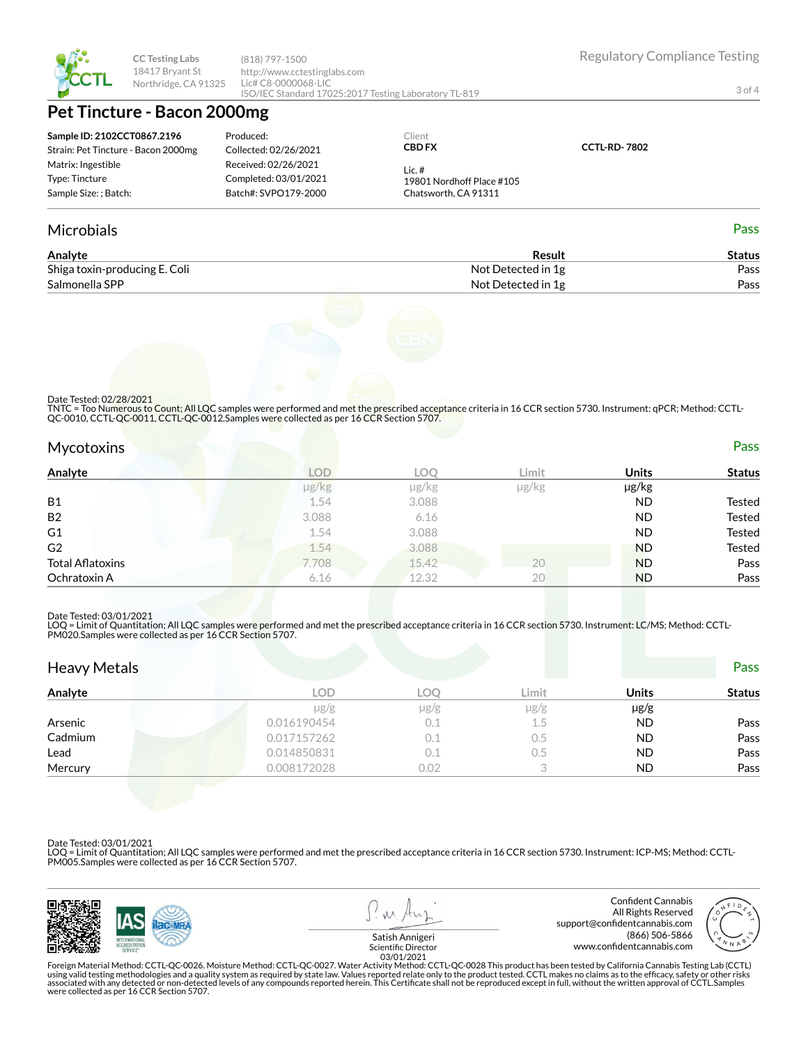CC Testing Labs
18417 Bryant St
Northridge, CA 91325

(818) 797-1500
http://www.cctestinglabs.com
Lic# C8-0000068-LIC
ISO/IEC Standard 17025:2017 Testing Laboratory TL-819

Regulatory Compliance Testing

# Pet Tincture - Bacon 2000mg

**Sample ID: 2102CCT0867.2196**
Strain: Pet Tincture - Bacon 2000mg
Matrix: Ingestible
Type: Tincture
Sample Size: ; Batch:

Produced:
Collected: 02/26/2021
Received: 02/26/2021
Completed: 03/01/2021
Batch#: SVPO179-2000

Client
**CBD FX**
Lic. #
19801 Nordhoff Place #105
Chatsworth, CA 91311

**CCTL-RD- 7802**

## Microbials

Pass

| Analyte | Result | Status |
|---|---|---|
| Shiga toxin-producing E. Coli | Not Detected in 1g | Pass |
| Salmonella SPP | Not Detected in 1g | Pass |

Date Tested: 02/28/2021
TNTC = Too Numerous to Count; All LQC samples were performed and met the prescribed acceptance criteria in 16 CCR section 5730. Instrument: qPCR; Method: CCTL-QC-0010, CCTL-QC-0011, CCTL-QC-0012.Samples were collected as per 16 CCR Section 5707.

## Mycotoxins

Pass

| Analyte | LOD | LOQ | Limit | Units | Status |
|---|---|---|---|---|---|
| | μg/kg | μg/kg | μg/kg | μg/kg | |
| B1 | 1.54 | 3.088 | | ND | Tested |
| B2 | 3.088 | 6.16 | | ND | Tested |
| G1 | 1.54 | 3.088 | | ND | Tested |
| G2 | 1.54 | 3.088 | | ND | Tested |
| Total Aflatoxins | 7.708 | 15.42 | 20 | ND | Pass |
| Ochratoxin A | 6.16 | 12.32 | 20 | ND | Pass |

Date Tested: 03/01/2021
LOQ = Limit of Quantitation; All LQC samples were performed and met the prescribed acceptance criteria in 16 CCR section 5730. Instrument: LC/MS; Method: CCTL-PM020.Samples were collected as per 16 CCR Section 5707.

## Heavy Metals

Pass

| Analyte | LOD | LOQ | Limit | Units | Status |
|---|---|---|---|---|---|
| | μg/g | μg/g | μg/g | μg/g | |
| Arsenic | 0.016190454 | 0.1 | 1.5 | ND | Pass |
| Cadmium | 0.017157262 | 0.1 | 0.5 | ND | Pass |
| Lead | 0.014850831 | 0.1 | 0.5 | ND | Pass |
| Mercury | 0.008172028 | 0.02 | 3 | ND | Pass |

Date Tested: 03/01/2021
LOQ = Limit of Quantitation; All LQC samples were performed and met the prescribed acceptance criteria in 16 CCR section 5730. Instrument: ICP-MS; Method: CCTL-PM005.Samples were collected as per 16 CCR Section 5707.

Satish Annigeri
Scientific Director
03/01/2021

Confident Cannabis
All Rights Reserved
support@confidentcannabis.com
(866) 506-5866
www.confidentcannabis.com

Foreign Material Method: CCTL-QC-0026. Moisture Method: CCTL-QC-0027. Water Activity Method: CCTL-QC-0028 This product has been tested by California Cannabis Testing Lab (CCTL) using valid testing methodologies and a quality system as required by state law. Values reported relate only to the product tested. CCTL makes no claims as to the efficacy, safety or other risks associated with any detected or non-detected levels of any compounds reported herein. This Certificate shall not be reproduced except in full, without the written approval of CCTL.Samples were collected as per 16 CCR Section 5707.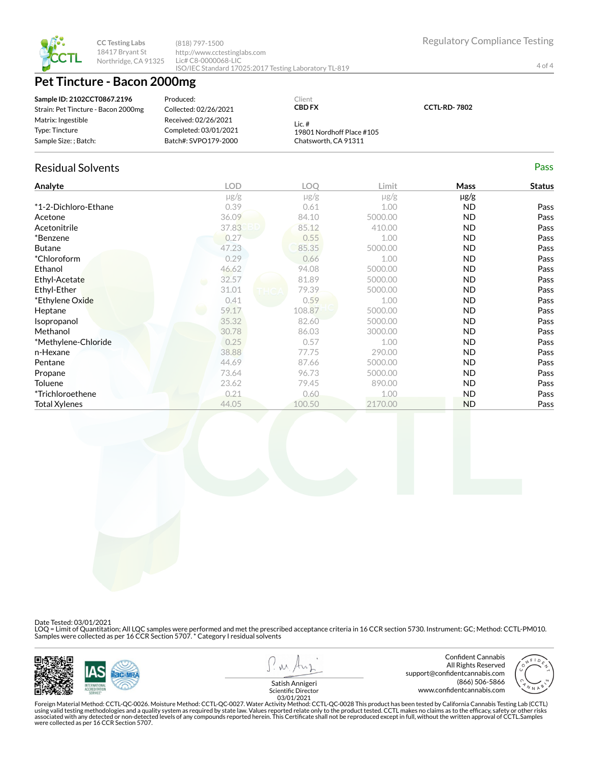CC Testing Labs
18417 Bryant St
Northridge, CA 91325

(818) 797-1500
http://www.cctestinglabs.com
Lic# C8-0000068-LIC
ISO/IEC Standard 17025:2017 Testing Laboratory TL-819

Regulatory Compliance Testing

# Pet Tincture - Bacon 2000mg

**Sample ID: 2102CCT0867.2196**
Strain: Pet Tincture - Bacon 2000mg
Matrix: Ingestible
Type: Tincture
Sample Size: ; Batch:

Produced:
Collected: 02/26/2021
Received: 02/26/2021
Completed: 03/01/2021
Batch#: SVPO179-2000

Client
**CBD FX**

Lic. #
19801 Nordhoff Place #105
Chatsworth, CA 91311

**CCTL-RD- 7802**

## Residual Solvents

Pass

| Analyte | LOD | LOQ | Limit | Mass | Status |
|---|---|---|---|---|---|
| | μg/g | μg/g | μg/g | μg/g | |
| *1-2-Dichloro-Ethane | 0.39 | 0.61 | 1.00 | ND | Pass |
| Acetone | 36.09 | 84.10 | 5000.00 | ND | Pass |
| Acetonitrile | 37.83 | 85.12 | 410.00 | ND | Pass |
| *Benzene | 0.27 | 0.55 | 1.00 | ND | Pass |
| Butane | 47.23 | 85.35 | 5000.00 | ND | Pass |
| *Chloroform | 0.29 | 0.66 | 1.00 | ND | Pass |
| Ethanol | 46.62 | 94.08 | 5000.00 | ND | Pass |
| Ethyl-Acetate | 32.57 | 81.89 | 5000.00 | ND | Pass |
| Ethyl-Ether | 31.01 | 79.39 | 5000.00 | ND | Pass |
| *Ethylene Oxide | 0.41 | 0.59 | 1.00 | ND | Pass |
| Heptane | 59.17 | 108.87 | 5000.00 | ND | Pass |
| Isopropanol | 35.32 | 82.60 | 5000.00 | ND | Pass |
| Methanol | 30.78 | 86.03 | 3000.00 | ND | Pass |
| *Methylene-Chloride | 0.25 | 0.57 | 1.00 | ND | Pass |
| n-Hexane | 38.88 | 77.75 | 290.00 | ND | Pass |
| Pentane | 44.69 | 87.66 | 5000.00 | ND | Pass |
| Propane | 73.64 | 96.73 | 5000.00 | ND | Pass |
| Toluene | 23.62 | 79.45 | 890.00 | ND | Pass |
| *Trichloroethene | 0.21 | 0.60 | 1.00 | ND | Pass |
| Total Xylenes | 44.05 | 100.50 | 2170.00 | ND | Pass |

Date Tested: 03/01/2021
LOQ = Limit of Quantitation; All LQC samples were performed and met the prescribed acceptance criteria in 16 CCR section 5730. Instrument: GC; Method: CCTL-PM010. Samples were collected as per 16 CCR Section 5707. * Category I residual solvents

Satish Annigeri
Scientific Director
03/01/2021

Confident Cannabis
All Rights Reserved
support@confidentcannabis.com
(866) 506-5866
www.confidentcannabis.com

Foreign Material Method: CCTL-QC-0026. Moisture Method: CCTL-QC-0027. Water Activity Method: CCTL-QC-0028 This product has been tested by California Cannabis Testing Lab (CCTL) using valid testing methodologies and a quality system as required by state law. Values reported relate only to the product tested. CCTL makes no claims as to the efficacy, safety or other risks associated with any detected or non-detected levels of any compounds reported herein. This Certificate shall not be reproduced except in full, without the written approval of CCTL.Samples were collected as per 16 CCR Section 5707.